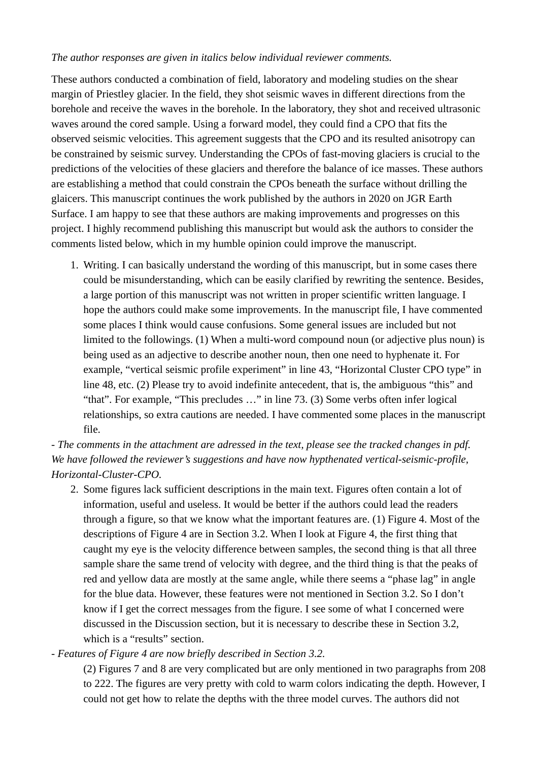*The author responses are given in italics below individual reviewer comments.*

These authors conducted a combination of field, laboratory and modeling studies on the shear margin of Priestley glacier. In the field, they shot seismic waves in different directions from the borehole and receive the waves in the borehole. In the laboratory, they shot and received ultrasonic waves around the cored sample. Using a forward model, they could find a CPO that fits the observed seismic velocities. This agreement suggests that the CPO and its resulted anisotropy can be constrained by seismic survey. Understanding the CPOs of fast-moving glaciers is crucial to the predictions of the velocities of these glaciers and therefore the balance of ice masses. These authors are establishing a method that could constrain the CPOs beneath the surface without drilling the glaicers. This manuscript continues the work published by the authors in 2020 on JGR Earth Surface. I am happy to see that these authors are making improvements and progresses on this project. I highly recommend publishing this manuscript but would ask the authors to consider the comments listed below, which in my humble opinion could improve the manuscript.

1. Writing. I can basically understand the wording of this manuscript, but in some cases there could be misunderstanding, which can be easily clarified by rewriting the sentence. Besides, a large portion of this manuscript was not written in proper scientific written language. I hope the authors could make some improvements. In the manuscript file, I have commented some places I think would cause confusions. Some general issues are included but not limited to the followings. (1) When a multi-word compound noun (or adjective plus noun) is being used as an adjective to describe another noun, then one need to hyphenate it. For example, "vertical seismic profile experiment" in line 43, "Horizontal Cluster CPO type" in line 48, etc. (2) Please try to avoid indefinite antecedent, that is, the ambiguous "this" and "that". For example, "This precludes …" in line 73. (3) Some verbs often infer logical relationships, so extra cautions are needed. I have commented some places in the manuscript file.

\- *The comments in the attachment are adressed in the text, please see the tracked changes in pdf. We have followed the reviewer's suggestions and have now hypthenated vertical-seismic-profile, Horizontal-Cluster-CPO.*

2. Some figures lack sufficient descriptions in the main text. Figures often contain a lot of information, useful and useless. It would be better if the authors could lead the readers through a figure, so that we know what the important features are. (1) Figure 4. Most of the descriptions of Figure 4 are in Section 3.2. When I look at Figure 4, the first thing that caught my eye is the velocity difference between samples, the second thing is that all three sample share the same trend of velocity with degree, and the third thing is that the peaks of red and yellow data are mostly at the same angle, while there seems a "phase lag" in angle for the blue data. However, these features were not mentioned in Section 3.2. So I don't know if I get the correct messages from the figure. I see some of what I concerned were discussed in the Discussion section, but it is necessary to describe these in Section 3.2, which is a "results" section.

\- *Features of Figure 4 are now briefly described in Section 3.2.*

(2) Figures 7 and 8 are very complicated but are only mentioned in two paragraphs from 208 to 222. The figures are very pretty with cold to warm colors indicating the depth. However, I could not get how to relate the depths with the three model curves. The authors did not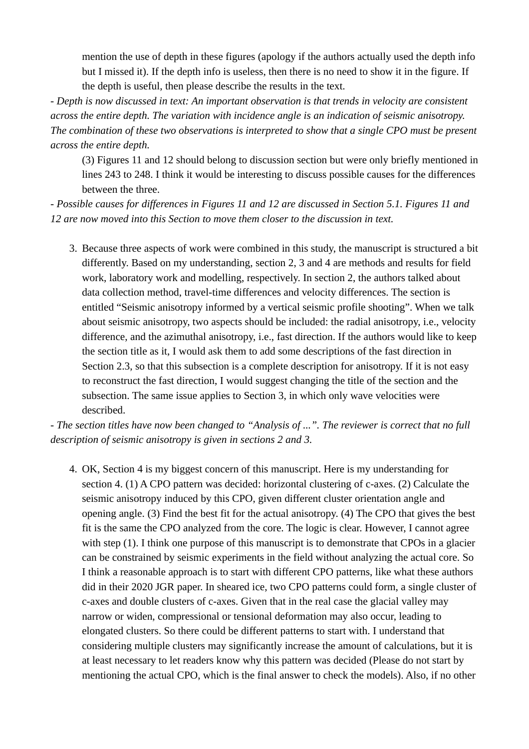mention the use of depth in these figures (apology if the authors actually used the depth info but I missed it). If the depth info is useless, then there is no need to show it in the figure. If the depth is useful, then please describe the results in the text.

- *Depth is now discussed in text: An important observation is that trends in velocity are consistent across the entire depth. The variation with incidence angle is an indication of seismic anisotropy. The combination of these two observations is interpreted to show that a single CPO must be present across the entire depth.*

(3) Figures 11 and 12 should belong to discussion section but were only briefly mentioned in lines 243 to 248. I think it would be interesting to discuss possible causes for the differences between the three.

- *Possible causes for differences in Figures 11 and 12 are discussed in Section 5.1. Figures 11 and 12 are now moved into this Section to move them closer to the discussion in text.*

3. Because three aspects of work were combined in this study, the manuscript is structured a bit differently. Based on my understanding, section 2, 3 and 4 are methods and results for field work, laboratory work and modelling, respectively. In section 2, the authors talked about data collection method, travel-time differences and velocity differences. The section is entitled "Seismic anisotropy informed by a vertical seismic profile shooting". When we talk about seismic anisotropy, two aspects should be included: the radial anisotropy, i.e., velocity difference, and the azimuthal anisotropy, i.e., fast direction. If the authors would like to keep the section title as it, I would ask them to add some descriptions of the fast direction in Section 2.3, so that this subsection is a complete description for anisotropy. If it is not easy to reconstruct the fast direction, I would suggest changing the title of the section and the subsection. The same issue applies to Section 3, in which only wave velocities were described.

- *The section titles have now been changed to "Analysis of ...". The reviewer is correct that no full description of seismic anisotropy is given in sections 2 and 3.*

4. OK, Section 4 is my biggest concern of this manuscript. Here is my understanding for section 4. (1) A CPO pattern was decided: horizontal clustering of c-axes. (2) Calculate the seismic anisotropy induced by this CPO, given different cluster orientation angle and opening angle. (3) Find the best fit for the actual anisotropy. (4) The CPO that gives the best fit is the same the CPO analyzed from the core. The logic is clear. However, I cannot agree with step (1). I think one purpose of this manuscript is to demonstrate that CPOs in a glacier can be constrained by seismic experiments in the field without analyzing the actual core. So I think a reasonable approach is to start with different CPO patterns, like what these authors did in their 2020 JGR paper. In sheared ice, two CPO patterns could form, a single cluster of c-axes and double clusters of c-axes. Given that in the real case the glacial valley may narrow or widen, compressional or tensional deformation may also occur, leading to elongated clusters. So there could be different patterns to start with. I understand that considering multiple clusters may significantly increase the amount of calculations, but it is at least necessary to let readers know why this pattern was decided (Please do not start by mentioning the actual CPO, which is the final answer to check the models). Also, if no other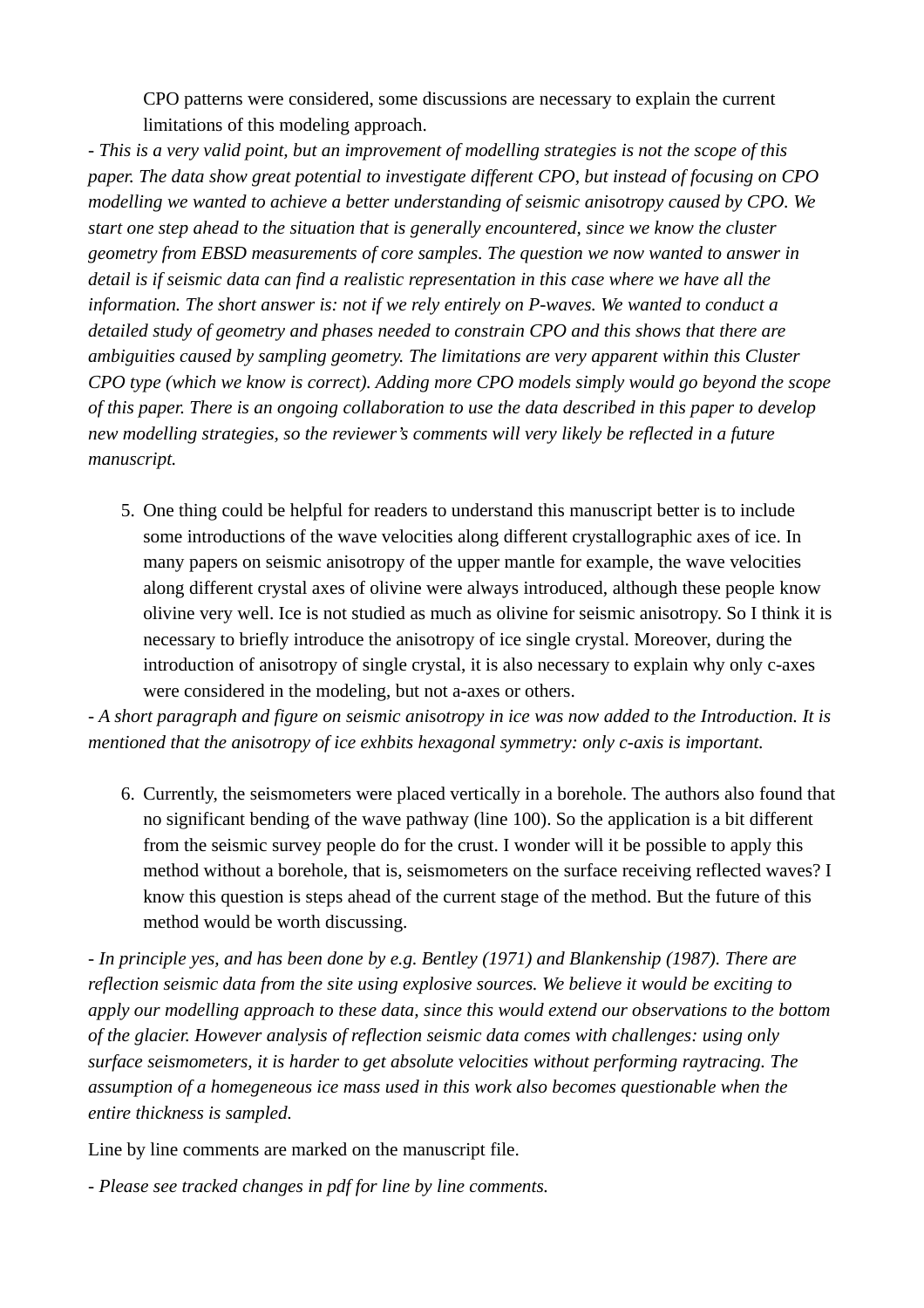CPO patterns were considered, some discussions are necessary to explain the current limitations of this modeling approach.

*- This is a very valid point, but an improvement of modelling strategies is not the scope of this paper. The data show great potential to investigate different CPO, but instead of focusing on CPO modelling we wanted to achieve a better understanding of seismic anisotropy caused by CPO. We start one step ahead to the situation that is generally encountered, since we know the cluster geometry from EBSD measurements of core samples. The question we now wanted to answer in detail is if seismic data can find a realistic representation in this case where we have all the information. The short answer is: not if we rely entirely on P-waves. We wanted to conduct a detailed study of geometry and phases needed to constrain CPO and this shows that there are ambiguities caused by sampling geometry. The limitations are very apparent within this Cluster CPO type (which we know is correct). Adding more CPO models simply would go beyond the scope of this paper. There is an ongoing collaboration to use the data described in this paper to develop new modelling strategies, so the reviewer's comments will very likely be reflected in a future manuscript.*

5. One thing could be helpful for readers to understand this manuscript better is to include some introductions of the wave velocities along different crystallographic axes of ice. In many papers on seismic anisotropy of the upper mantle for example, the wave velocities along different crystal axes of olivine were always introduced, although these people know olivine very well. Ice is not studied as much as olivine for seismic anisotropy. So I think it is necessary to briefly introduce the anisotropy of ice single crystal. Moreover, during the introduction of anisotropy of single crystal, it is also necessary to explain why only c-axes were considered in the modeling, but not a-axes or others.

*- A short paragraph and figure on seismic anisotropy in ice was now added to the Introduction. It is mentioned that the anisotropy of ice exhbits hexagonal symmetry: only c-axis is important.*

6. Currently, the seismometers were placed vertically in a borehole. The authors also found that no significant bending of the wave pathway (line 100). So the application is a bit different from the seismic survey people do for the crust. I wonder will it be possible to apply this method without a borehole, that is, seismometers on the surface receiving reflected waves? I know this question is steps ahead of the current stage of the method. But the future of this method would be worth discussing.

*- In principle yes, and has been done by e.g. Bentley (1971) and Blankenship (1987). There are reflection seismic data from the site using explosive sources. We believe it would be exciting to apply our modelling approach to these data, since this would extend our observations to the bottom of the glacier. However analysis of reflection seismic data comes with challenges: using only surface seismometers, it is harder to get absolute velocities without performing raytracing. The assumption of a homegeneous ice mass used in this work also becomes questionable when the entire thickness is sampled.*

Line by line comments are marked on the manuscript file.

*- Please see tracked changes in pdf for line by line comments.*